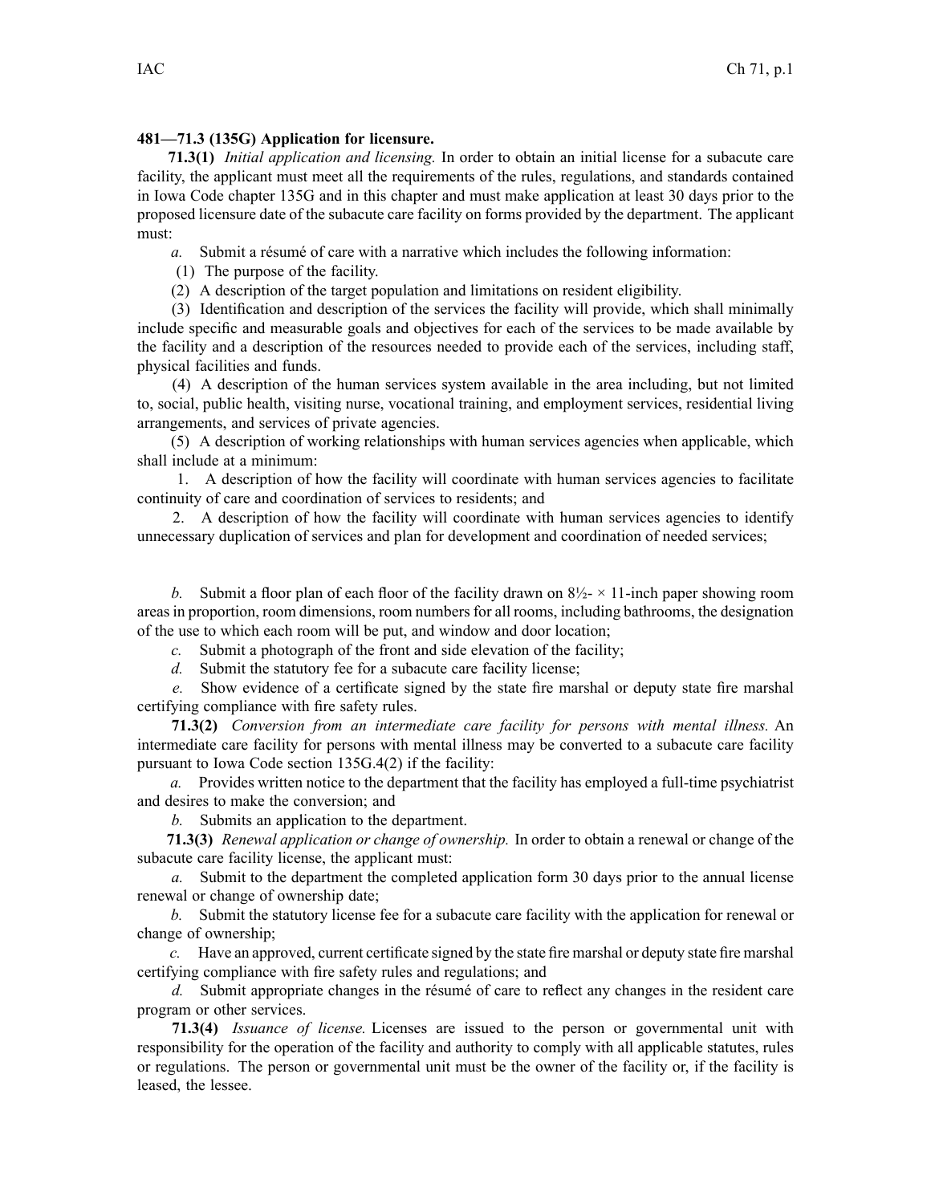**481—71.3 (135G) Application for licensure.**

**71.3(1)** *Initial application and licensing.* In order to obtain an initial license for a subacute care facility, the applicant must meet all the requirements of the rules, regulations, and standards contained in Iowa Code chapter 135G and in this chapter and must make application at least 30 days prior to the proposed licensure date of the subacute care facility on forms provided by the department. The applicant must:

*a.* Submit a résumé of care with a narrative which includes the following information:

(1) The purpose of the facility.

(2) A description of the target population and limitations on resident eligibility.

(3) Identification and description of the services the facility will provide, which shall minimally include specific and measurable goals and objectives for each of the services to be made available by the facility and a description of the resources needed to provide each of the services, including staff, physical facilities and funds.

(4) A description of the human services system available in the area including, but not limited to, social, public health, visiting nurse, vocational training, and employment services, residential living arrangements, and services of private agencies.

(5) A description of working relationships with human services agencies when applicable, which shall include at a minimum:

1. A description of how the facility will coordinate with human services agencies to facilitate continuity of care and coordination of services to residents; and

2. A description of how the facility will coordinate with human services agencies to identify unnecessary duplication of services and plan for development and coordination of needed services;

*b.* Submit a floor plan of each floor of the facility drawn on 8½- × 11-inch paper showing room areas in proportion, room dimensions, room numbers for all rooms, including bathrooms, the designation of the use to which each room will be put, and window and door location;

*c.* Submit a photograph of the front and side elevation of the facility;

*d.* Submit the statutory fee for a subacute care facility license;

*e.* Show evidence of a certificate signed by the state fire marshal or deputy state fire marshal certifying compliance with fire safety rules.

**71.3(2)** *Conversion from an intermediate care facility for persons with mental illness.* An intermediate care facility for persons with mental illness may be converted to a subacute care facility pursuant to Iowa Code section 135G.4(2) if the facility:

*a.* Provides written notice to the department that the facility has employed a full-time psychiatrist and desires to make the conversion; and

*b.* Submits an application to the department.

**71.3(3)** *Renewal application or change of ownership.* In order to obtain a renewal or change of the subacute care facility license, the applicant must:

*a.* Submit to the department the completed application form 30 days prior to the annual license renewal or change of ownership date;

*b.* Submit the statutory license fee for a subacute care facility with the application for renewal or change of ownership;

*c.* Have an approved, current certificate signed by the state fire marshal or deputy state fire marshal certifying compliance with fire safety rules and regulations; and

*d.* Submit appropriate changes in the résumé of care to reflect any changes in the resident care program or other services.

**71.3(4)** *Issuance of license.* Licenses are issued to the person or governmental unit with responsibility for the operation of the facility and authority to comply with all applicable statutes, rules or regulations. The person or governmental unit must be the owner of the facility or, if the facility is leased, the lessee.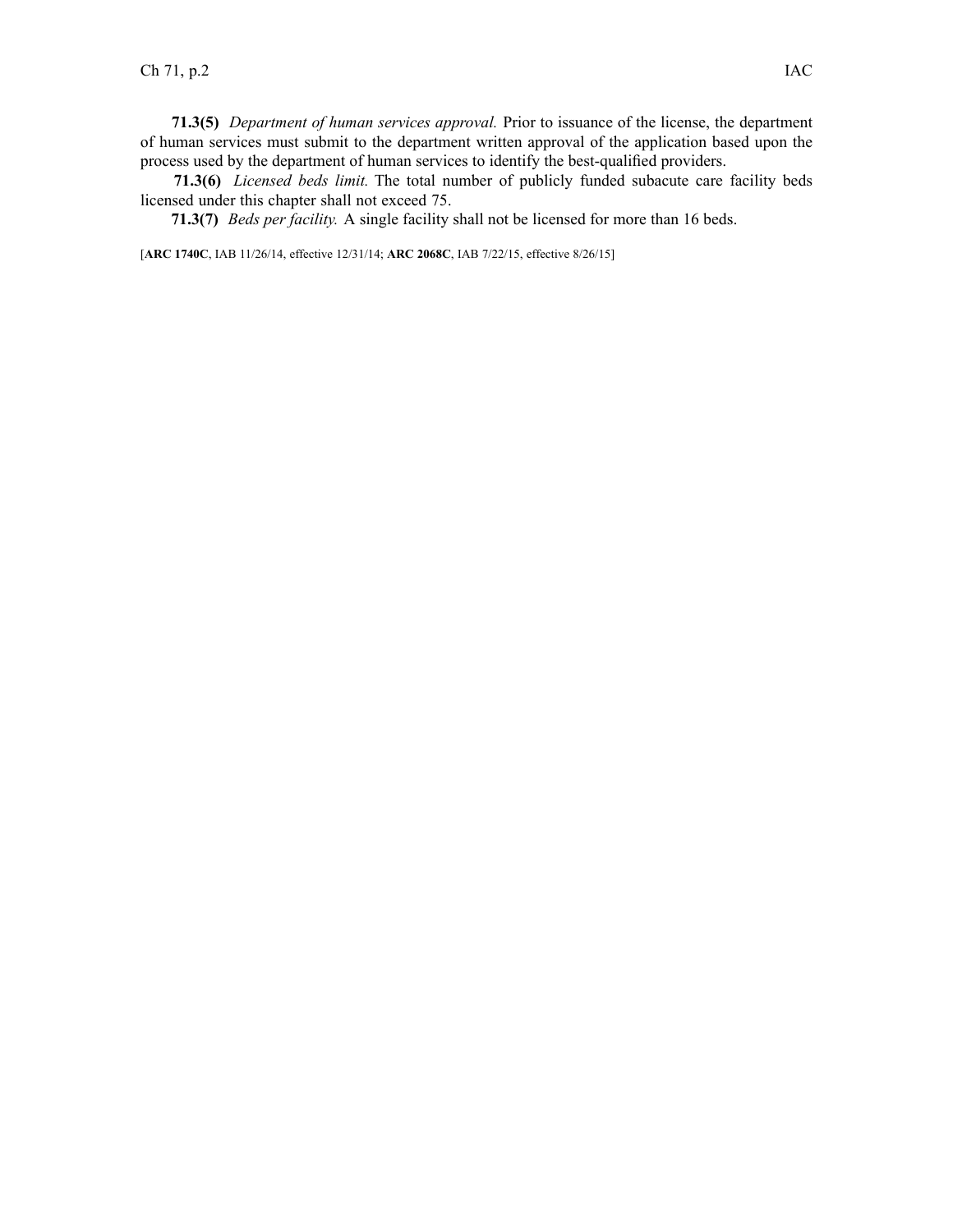**71.3(5)** *Department of human services approval.* Prior to issuance of the license, the department of human services must submit to the department written approval of the application based upon the process used by the department of human services to identify the best-qualified providers.

**71.3(6)** *Licensed beds limit.* The total number of publicly funded subacute care facility beds licensed under this chapter shall not exceed 75.

**71.3(7)** *Beds per facility.* A single facility shall not be licensed for more than 16 beds.

[**ARC 1740C**, IAB 11/26/14, effective 12/31/14; **ARC 2068C**, IAB 7/22/15, effective 8/26/15]